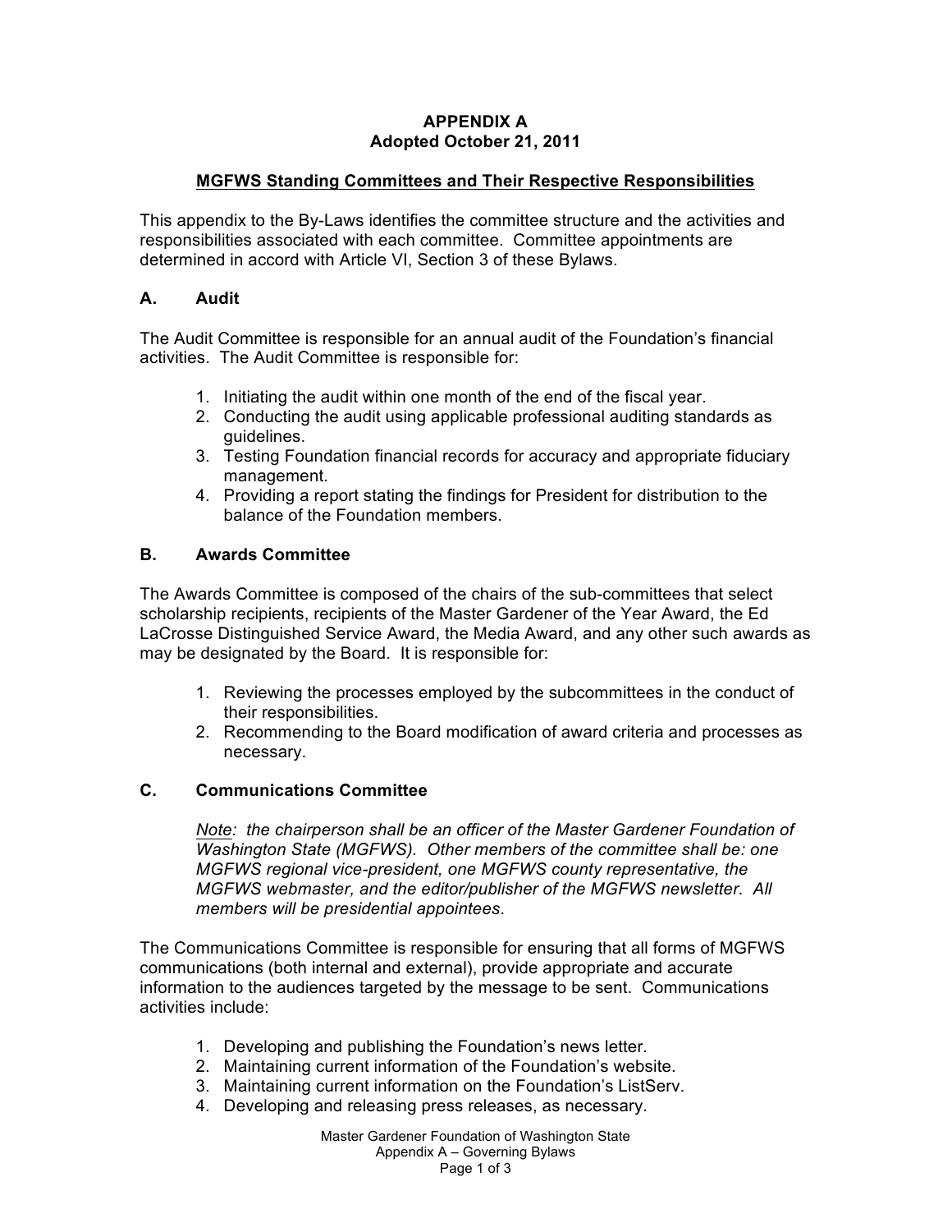**APPENDIX A**
**Adopted October 21, 2011**

**MGFWS Standing Committees and Their Respective Responsibilities**

This appendix to the By-Laws identifies the committee structure and the activities and responsibilities associated with each committee. Committee appointments are determined in accord with Article VI, Section 3 of these Bylaws.

## A. Audit

The Audit Committee is responsible for an annual audit of the Foundation's financial activities. The Audit Committee is responsible for:

1. Initiating the audit within one month of the end of the fiscal year.
2. Conducting the audit using applicable professional auditing standards as guidelines.
3. Testing Foundation financial records for accuracy and appropriate fiduciary management.
4. Providing a report stating the findings for President for distribution to the balance of the Foundation members.

## B. Awards Committee

The Awards Committee is composed of the chairs of the sub-committees that select scholarship recipients, recipients of the Master Gardener of the Year Award, the Ed LaCrosse Distinguished Service Award, the Media Award, and any other such awards as may be designated by the Board. It is responsible for:

1. Reviewing the processes employed by the subcommittees in the conduct of their responsibilities.
2. Recommending to the Board modification of award criteria and processes as necessary.

## C. Communications Committee

*Note: the chairperson shall be an officer of the Master Gardener Foundation of Washington State (MGFWS). Other members of the committee shall be: one MGFWS regional vice-president, one MGFWS county representative, the MGFWS webmaster, and the editor/publisher of the MGFWS newsletter. All members will be presidential appointees*.

The Communications Committee is responsible for ensuring that all forms of MGFWS communications (both internal and external), provide appropriate and accurate information to the audiences targeted by the message to be sent. Communications activities include:

1. Developing and publishing the Foundation's news letter.
2. Maintaining current information of the Foundation's website.
3. Maintaining current information on the Foundation's ListServ.
4. Developing and releasing press releases, as necessary.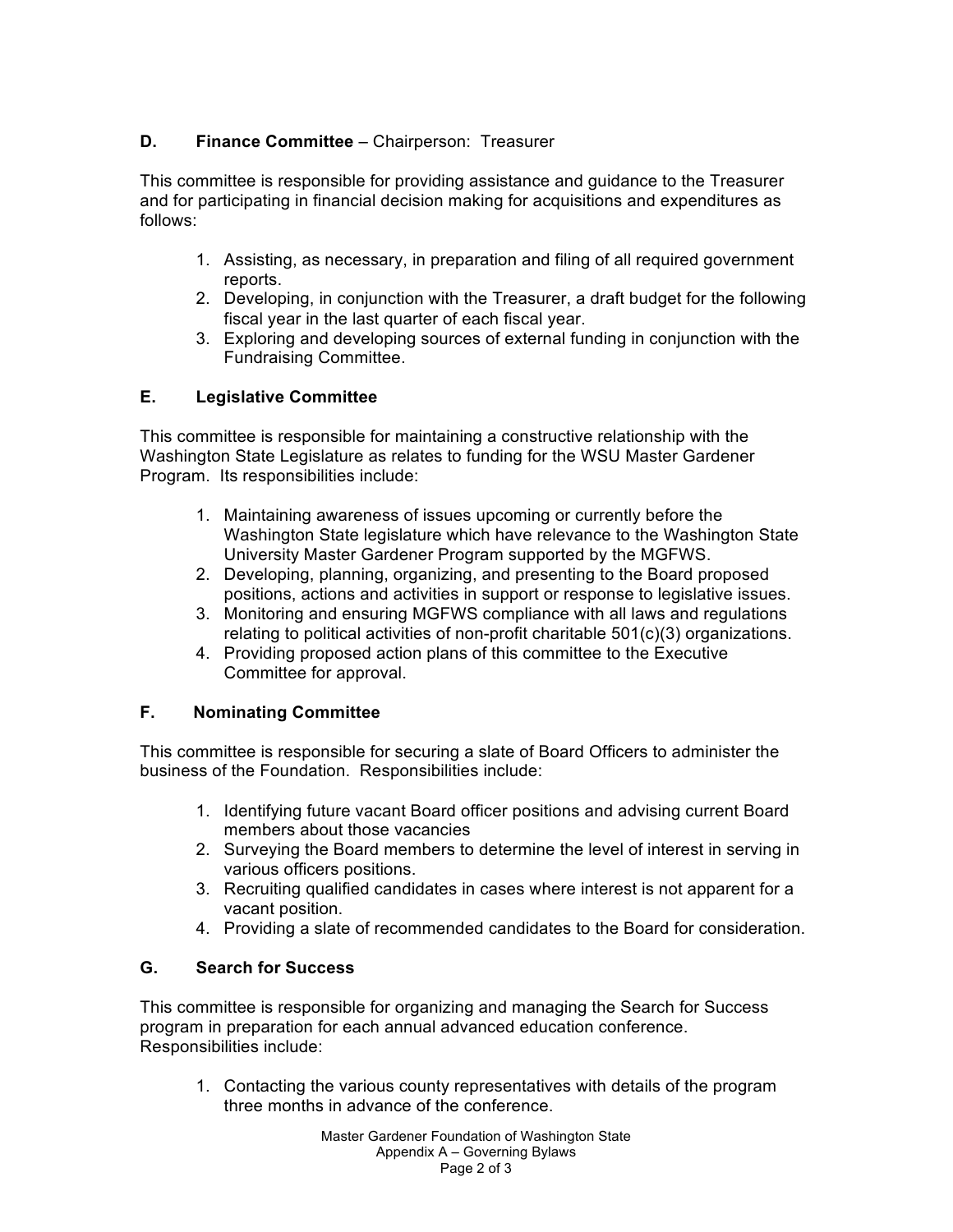### D. Finance Committee – Chairperson: Treasurer

This committee is responsible for providing assistance and guidance to the Treasurer and for participating in financial decision making for acquisitions and expenditures as follows:

1. Assisting, as necessary, in preparation and filing of all required government reports.
2. Developing, in conjunction with the Treasurer, a draft budget for the following fiscal year in the last quarter of each fiscal year.
3. Exploring and developing sources of external funding in conjunction with the Fundraising Committee.

### E. Legislative Committee

This committee is responsible for maintaining a constructive relationship with the Washington State Legislature as relates to funding for the WSU Master Gardener Program. Its responsibilities include:

1. Maintaining awareness of issues upcoming or currently before the Washington State legislature which have relevance to the Washington State University Master Gardener Program supported by the MGFWS.
2. Developing, planning, organizing, and presenting to the Board proposed positions, actions and activities in support or response to legislative issues.
3. Monitoring and ensuring MGFWS compliance with all laws and regulations relating to political activities of non-profit charitable 501(c)(3) organizations.
4. Providing proposed action plans of this committee to the Executive Committee for approval.

### F. Nominating Committee

This committee is responsible for securing a slate of Board Officers to administer the business of the Foundation. Responsibilities include:

1. Identifying future vacant Board officer positions and advising current Board members about those vacancies
2. Surveying the Board members to determine the level of interest in serving in various officers positions.
3. Recruiting qualified candidates in cases where interest is not apparent for a vacant position.
4. Providing a slate of recommended candidates to the Board for consideration.

### G. Search for Success

This committee is responsible for organizing and managing the Search for Success program in preparation for each annual advanced education conference. Responsibilities include:

1. Contacting the various county representatives with details of the program three months in advance of the conference.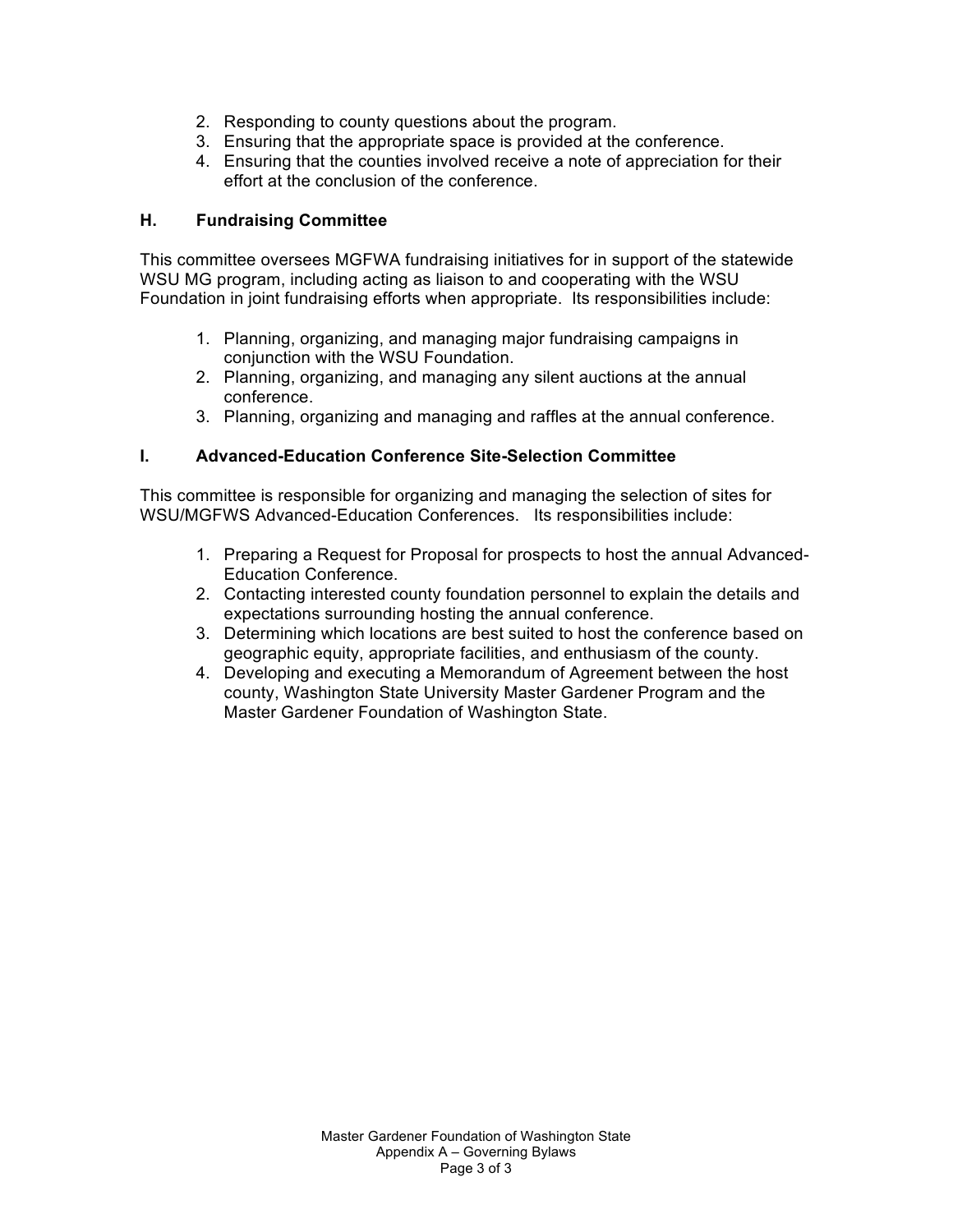2. Responding to county questions about the program.
3. Ensuring that the appropriate space is provided at the conference.
4. Ensuring that the counties involved receive a note of appreciation for their effort at the conclusion of the conference.

### H. Fundraising Committee

This committee oversees MGFWA fundraising initiatives for in support of the statewide WSU MG program, including acting as liaison to and cooperating with the WSU Foundation in joint fundraising efforts when appropriate. Its responsibilities include:

1. Planning, organizing, and managing major fundraising campaigns in conjunction with the WSU Foundation.
2. Planning, organizing, and managing any silent auctions at the annual conference.
3. Planning, organizing and managing and raffles at the annual conference.

### I. Advanced-Education Conference Site-Selection Committee

This committee is responsible for organizing and managing the selection of sites for WSU/MGFWS Advanced-Education Conferences. Its responsibilities include:

1. Preparing a Request for Proposal for prospects to host the annual Advanced-Education Conference.
2. Contacting interested county foundation personnel to explain the details and expectations surrounding hosting the annual conference.
3. Determining which locations are best suited to host the conference based on geographic equity, appropriate facilities, and enthusiasm of the county.
4. Developing and executing a Memorandum of Agreement between the host county, Washington State University Master Gardener Program and the Master Gardener Foundation of Washington State.